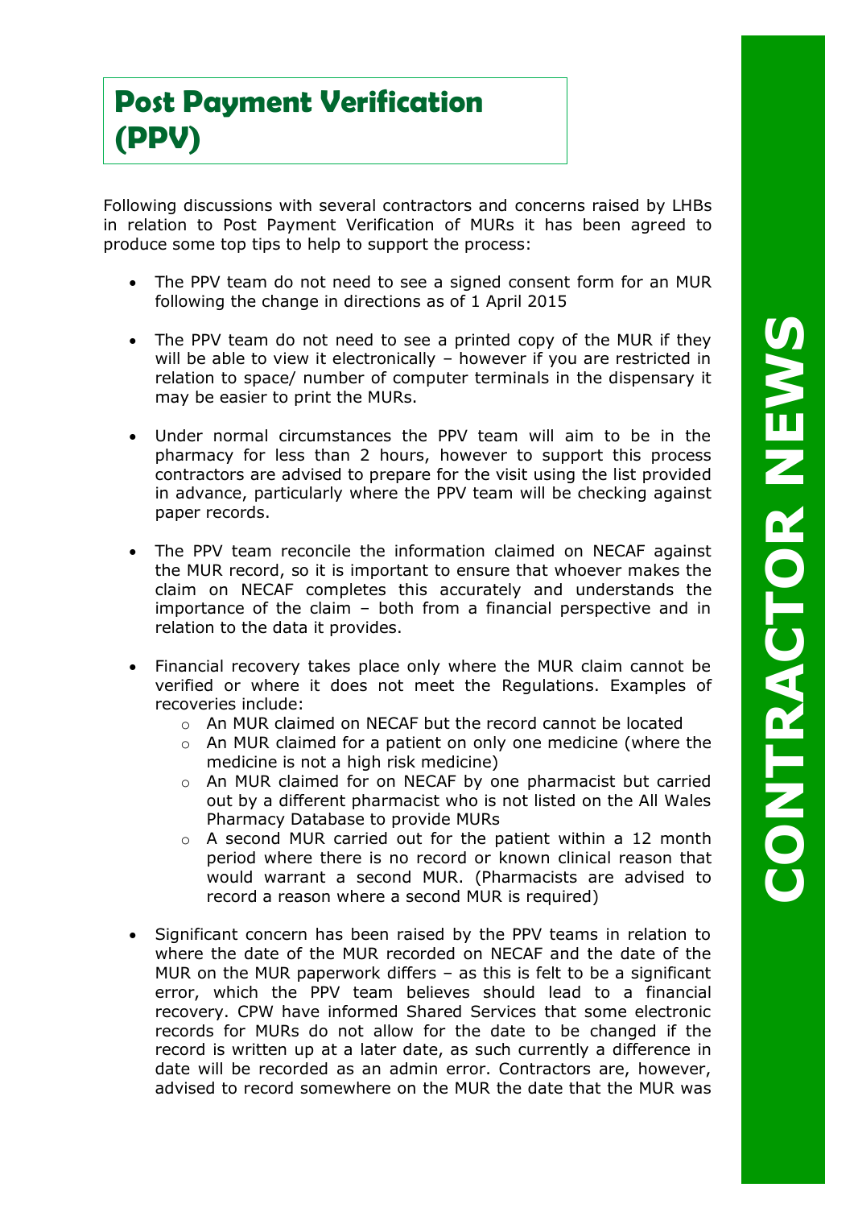# Post Payment Verification (PPV)

Following discussions with several contractors and concerns raised by LHBs in relation to Post Payment Verification of MURs it has been agreed to produce some top tips to help to support the process:

- The PPV team do not need to see a signed consent form for an MUR following the change in directions as of 1 April 2015
- The PPV team do not need to see a printed copy of the MUR if they will be able to view it electronically – however if you are restricted in relation to space/ number of computer terminals in the dispensary it may be easier to print the MURs.
- Under normal circumstances the PPV team will aim to be in the pharmacy for less than 2 hours, however to support this process contractors are advised to prepare for the visit using the list provided in advance, particularly where the PPV team will be checking against paper records.
- The PPV team reconcile the information claimed on NECAF against the MUR record, so it is important to ensure that whoever makes the claim on NECAF completes this accurately and understands the importance of the claim – both from a financial perspective and in relation to the data it provides.
- Financial recovery takes place only where the MUR claim cannot be verified or where it does not meet the Regulations. Examples of recoveries include:
  - An MUR claimed on NECAF but the record cannot be located
  - An MUR claimed for a patient on only one medicine (where the medicine is not a high risk medicine)
  - An MUR claimed for on NECAF by one pharmacist but carried out by a different pharmacist who is not listed on the All Wales Pharmacy Database to provide MURs
  - A second MUR carried out for the patient within a 12 month period where there is no record or known clinical reason that would warrant a second MUR. (Pharmacists are advised to record a reason where a second MUR is required)
- Significant concern has been raised by the PPV teams in relation to where the date of the MUR recorded on NECAF and the date of the MUR on the MUR paperwork differs – as this is felt to be a significant error, which the PPV team believes should lead to a financial recovery. CPW have informed Shared Services that some electronic records for MURs do not allow for the date to be changed if the record is written up at a later date, as such currently a difference in date will be recorded as an admin error. Contractors are, however, advised to record somewhere on the MUR the date that the MUR was

CONTRACTOR NEWS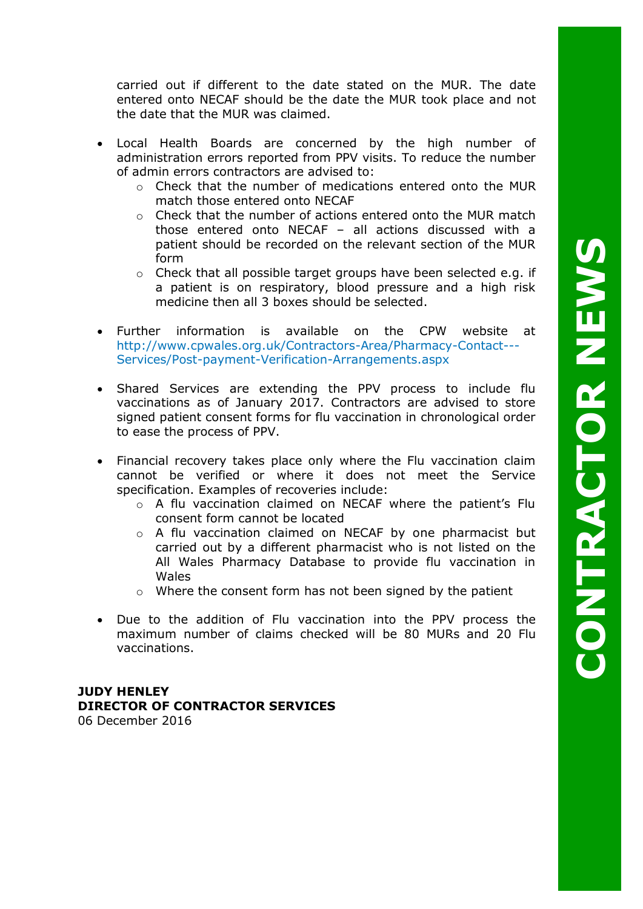carried out if different to the date stated on the MUR. The date entered onto NECAF should be the date the MUR took place and not the date that the MUR was claimed.

- Local Health Boards are concerned by the high number of administration errors reported from PPV visits. To reduce the number of admin errors contractors are advised to:
  - Check that the number of medications entered onto the MUR match those entered onto NECAF
  - Check that the number of actions entered onto the MUR match those entered onto NECAF – all actions discussed with a patient should be recorded on the relevant section of the MUR form
  - Check that all possible target groups have been selected e.g. if a patient is on respiratory, blood pressure and a high risk medicine then all 3 boxes should be selected.

- Further information is available on the CPW website at http://www.cpwales.org.uk/Contractors-Area/Pharmacy-Contact---Services/Post-payment-Verification-Arrangements.aspx

- Shared Services are extending the PPV process to include flu vaccinations as of January 2017. Contractors are advised to store signed patient consent forms for flu vaccination in chronological order to ease the process of PPV.

- Financial recovery takes place only where the Flu vaccination claim cannot be verified or where it does not meet the Service specification. Examples of recoveries include:
  - A flu vaccination claimed on NECAF where the patient's Flu consent form cannot be located
  - A flu vaccination claimed on NECAF by one pharmacist but carried out by a different pharmacist who is not listed on the All Wales Pharmacy Database to provide flu vaccination in Wales
  - Where the consent form has not been signed by the patient

- Due to the addition of Flu vaccination into the PPV process the maximum number of claims checked will be 80 MURs and 20 Flu vaccinations.

**JUDY HENLEY**
**DIRECTOR OF CONTRACTOR SERVICES**
06 December 2016

CONTRACTOR NEWS